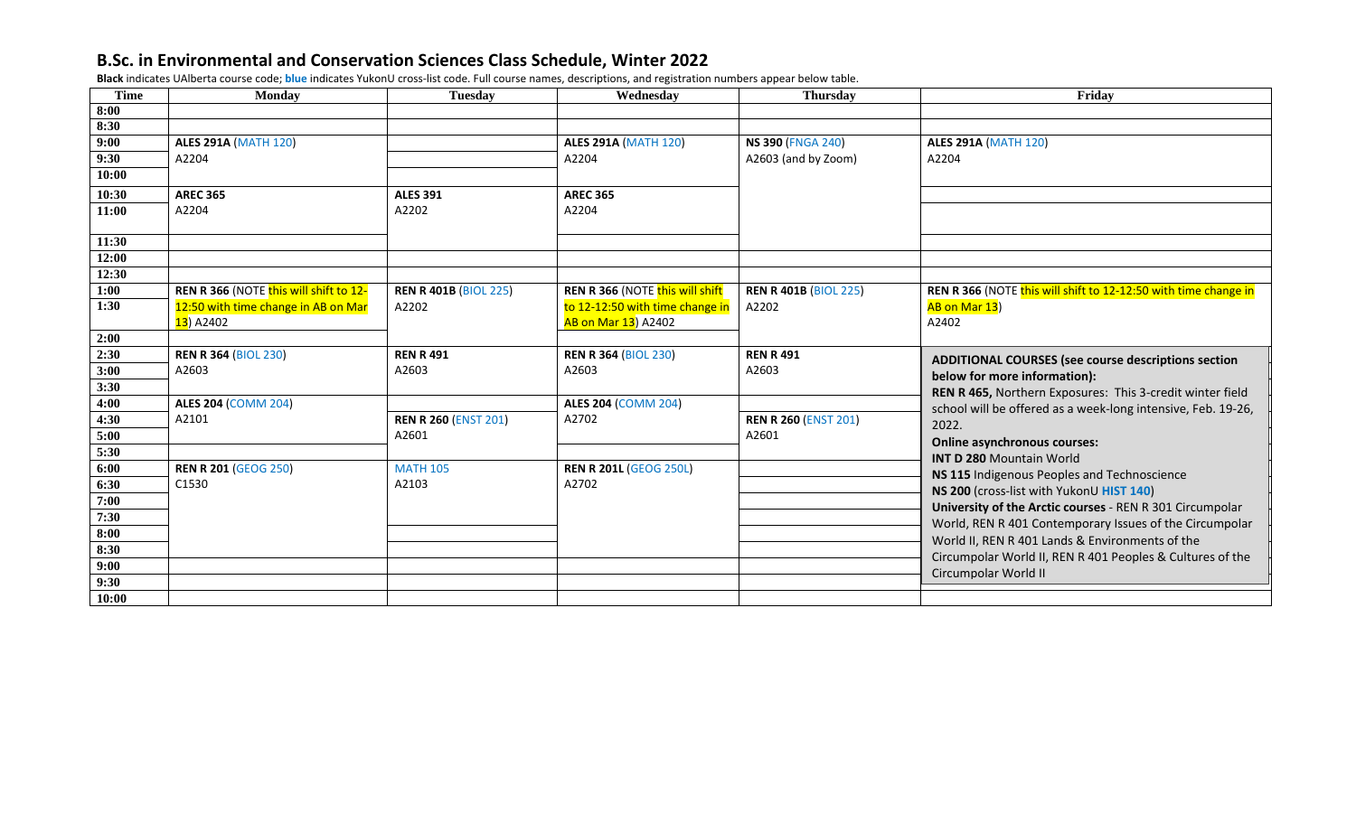# B.Sc. in Environmental and Conservation Sciences Class Schedule, Winter 2022

**Black** indicates UAlberta course code; **blue** indicates YukonU cross-list code. Full course names, descriptions, and registration numbers appear below table.

| Time | Monday | Tuesday | Wednesday | Thursday | Friday |
|---|---|---|---|---|---|
| 8:00 | | | | | |
| 8:30 | | | | | |
| 9:00 | **ALES 291A** (MATH 120) A2204 | | **ALES 291A** (MATH 120) A2204 | **NS 390** (FNGA 240) A2603 (and by Zoom) | **ALES 291A** (MATH 120) A2204 |
| 9:30 | | | | | |
| 10:00 | | | | | |
| 10:30 | **AREC 365** A2204 | **ALES 391** A2202 | **AREC 365** A2204 | | |
| 11:00 | | | | | |
| 11:30 | | | | | |
| 12:00 | | | | | |
| 12:30 | | | | | |
| 1:00 | **REN R 366** (NOTE this will shift to 12-12:50 with time change in AB on Mar 13) A2402 | **REN R 401B** (BIOL 225) A2202 | **REN R 366** (NOTE this will shift to 12-12:50 with time change in AB on Mar 13) A2402 | **REN R 401B** (BIOL 225) A2202 | **REN R 366** (NOTE this will shift to 12-12:50 with time change in AB on Mar 13) A2402 |
| 1:30 | | | | | |
| 2:00 | | | | | |
| 2:30 | **REN R 364** (BIOL 230) A2603 | **REN R 491** A2603 | **REN R 364** (BIOL 230) A2603 | **REN R 491** A2603 | **ADDITIONAL COURSES (see course descriptions section below for more information):** **REN R 465,** Northern Exposures: This 3-credit winter field school will be offered as a week-long intensive, Feb. 19-26, 2022. **Online asynchronous courses:** **INT D 280** Mountain World; **NS 115** Indigenous Peoples and Technoscience; **NS 200** (cross-list with YukonU **HIST 140**); **University of the Arctic courses** - REN R 301 Circumpolar World, REN R 401 Contemporary Issues of the Circumpolar World II, REN R 401 Lands & Environments of the Circumpolar World II, REN R 401 Peoples & Cultures of the Circumpolar World II |
| 3:00 | | | | | |
| 3:30 | | | | | |
| 4:00 | **ALES 204** (COMM 204) A2101 | | **ALES 204** (COMM 204) A2702 | | |
| 4:30 | | **REN R 260** (ENST 201) A2601 | | **REN R 260** (ENST 201) A2601 | |
| 5:00 | | | | | |
| 5:30 | | | | | |
| 6:00 | **REN R 201** (GEOG 250) C1530 | MATH 105 A2103 | **REN R 201L** (GEOG 250L) A2702 | | |
| 6:30 | | | | | |
| 7:00 | | | | | |
| 7:30 | | | | | |
| 8:00 | | | | | |
| 8:30 | | | | | |
| 9:00 | | | | | |
| 9:30 | | | | | |
| 10:00 | | | | | |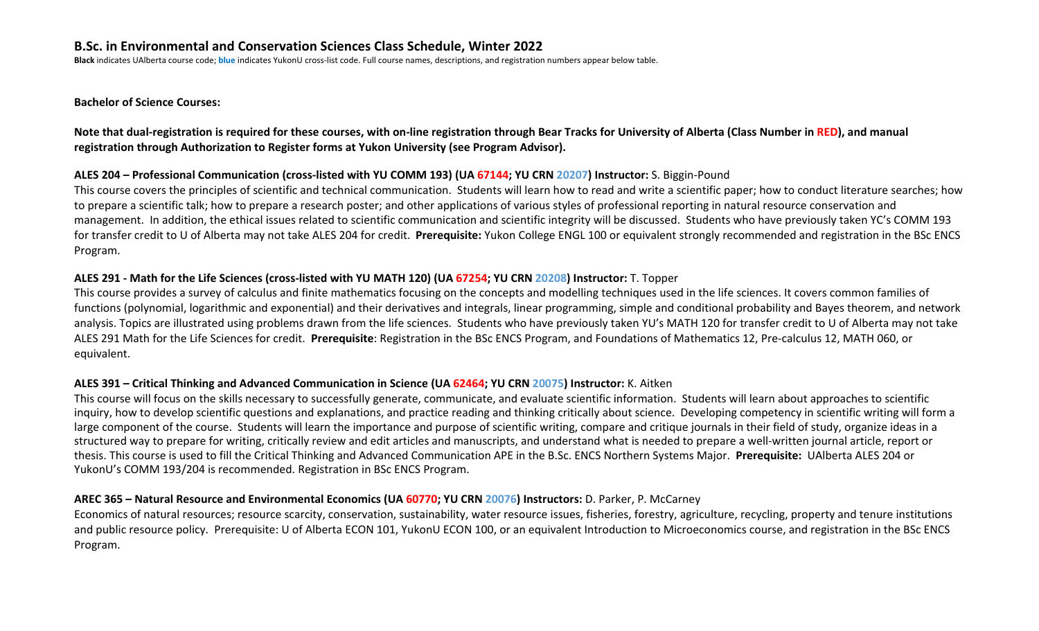## B.Sc. in Environmental and Conservation Sciences Class Schedule, Winter 2022

**Black** indicates UAlberta course code; **blue** indicates YukonU cross-list code. Full course names, descriptions, and registration numbers appear below table.

**Bachelor of Science Courses:**

**Note that dual-registration is required for these courses, with on-line registration through Bear Tracks for University of Alberta (Class Number in RED), and manual registration through Authorization to Register forms at Yukon University (see Program Advisor).**

**ALES 204 – Professional Communication (cross-listed with YU COMM 193) (UA 67144; YU CRN 20207) Instructor:** S. Biggin-Pound

This course covers the principles of scientific and technical communication. Students will learn how to read and write a scientific paper; how to conduct literature searches; how to prepare a scientific talk; how to prepare a research poster; and other applications of various styles of professional reporting in natural resource conservation and management. In addition, the ethical issues related to scientific communication and scientific integrity will be discussed. Students who have previously taken YC's COMM 193 for transfer credit to U of Alberta may not take ALES 204 for credit. **Prerequisite:** Yukon College ENGL 100 or equivalent strongly recommended and registration in the BSc ENCS Program.

**ALES 291 - Math for the Life Sciences (cross-listed with YU MATH 120) (UA 67254; YU CRN 20208) Instructor:** T. Topper

This course provides a survey of calculus and finite mathematics focusing on the concepts and modelling techniques used in the life sciences. It covers common families of functions (polynomial, logarithmic and exponential) and their derivatives and integrals, linear programming, simple and conditional probability and Bayes theorem, and network analysis. Topics are illustrated using problems drawn from the life sciences. Students who have previously taken YU's MATH 120 for transfer credit to U of Alberta may not take ALES 291 Math for the Life Sciences for credit. **Prerequisite**: Registration in the BSc ENCS Program, and Foundations of Mathematics 12, Pre-calculus 12, MATH 060, or equivalent.

**ALES 391 – Critical Thinking and Advanced Communication in Science (UA 62464; YU CRN 20075) Instructor:** K. Aitken

This course will focus on the skills necessary to successfully generate, communicate, and evaluate scientific information. Students will learn about approaches to scientific inquiry, how to develop scientific questions and explanations, and practice reading and thinking critically about science. Developing competency in scientific writing will form a large component of the course. Students will learn the importance and purpose of scientific writing, compare and critique journals in their field of study, organize ideas in a structured way to prepare for writing, critically review and edit articles and manuscripts, and understand what is needed to prepare a well-written journal article, report or thesis. This course is used to fill the Critical Thinking and Advanced Communication APE in the B.Sc. ENCS Northern Systems Major. **Prerequisite:** UAlberta ALES 204 or YukonU's COMM 193/204 is recommended. Registration in BSc ENCS Program.

**AREC 365 – Natural Resource and Environmental Economics (UA 60770; YU CRN 20076) Instructors:** D. Parker, P. McCarney

Economics of natural resources; resource scarcity, conservation, sustainability, water resource issues, fisheries, forestry, agriculture, recycling, property and tenure institutions and public resource policy. Prerequisite: U of Alberta ECON 101, YukonU ECON 100, or an equivalent Introduction to Microeconomics course, and registration in the BSc ENCS Program.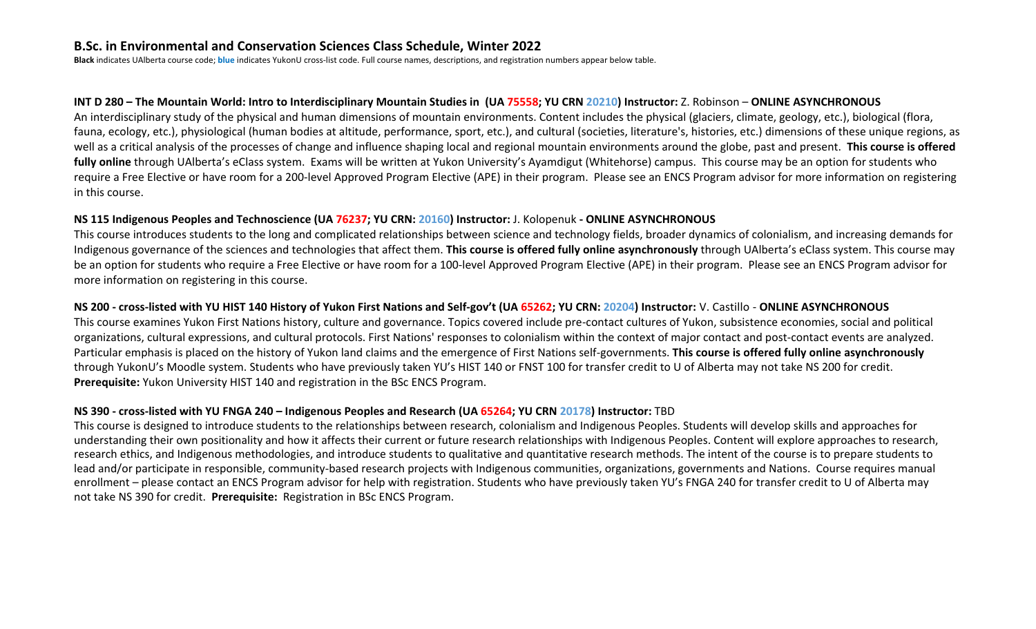## B.Sc. in Environmental and Conservation Sciences Class Schedule, Winter 2022

**Black** indicates UAlberta course code; **blue** indicates YukonU cross-list code. Full course names, descriptions, and registration numbers appear below table.

**INT D 280 – The Mountain World: Intro to Interdisciplinary Mountain Studies in (UA 75558; YU CRN 20210) Instructor:** Z. Robinson – **ONLINE ASYNCHRONOUS**

An interdisciplinary study of the physical and human dimensions of mountain environments. Content includes the physical (glaciers, climate, geology, etc.), biological (flora, fauna, ecology, etc.), physiological (human bodies at altitude, performance, sport, etc.), and cultural (societies, literature's, histories, etc.) dimensions of these unique regions, as well as a critical analysis of the processes of change and influence shaping local and regional mountain environments around the globe, past and present. **This course is offered fully online** through UAlberta's eClass system. Exams will be written at Yukon University's Ayamdigut (Whitehorse) campus. This course may be an option for students who require a Free Elective or have room for a 200-level Approved Program Elective (APE) in their program. Please see an ENCS Program advisor for more information on registering in this course.

**NS 115 Indigenous Peoples and Technoscience (UA 76237; YU CRN: 20160) Instructor:** J. Kolopenuk **- ONLINE ASYNCHRONOUS**

This course introduces students to the long and complicated relationships between science and technology fields, broader dynamics of colonialism, and increasing demands for Indigenous governance of the sciences and technologies that affect them. **This course is offered fully online asynchronously** through UAlberta's eClass system. This course may be an option for students who require a Free Elective or have room for a 100-level Approved Program Elective (APE) in their program. Please see an ENCS Program advisor for more information on registering in this course.

**NS 200 - cross-listed with YU HIST 140 History of Yukon First Nations and Self-gov't (UA 65262; YU CRN: 20204) Instructor:** V. Castillo - **ONLINE ASYNCHRONOUS**

This course examines Yukon First Nations history, culture and governance. Topics covered include pre-contact cultures of Yukon, subsistence economies, social and political organizations, cultural expressions, and cultural protocols. First Nations' responses to colonialism within the context of major contact and post-contact events are analyzed. Particular emphasis is placed on the history of Yukon land claims and the emergence of First Nations self-governments. **This course is offered fully online asynchronously** through YukonU's Moodle system. Students who have previously taken YU's HIST 140 or FNST 100 for transfer credit to U of Alberta may not take NS 200 for credit.
**Prerequisite:** Yukon University HIST 140 and registration in the BSc ENCS Program.

**NS 390 - cross-listed with YU FNGA 240 – Indigenous Peoples and Research (UA 65264; YU CRN 20178) Instructor:** TBD

This course is designed to introduce students to the relationships between research, colonialism and Indigenous Peoples. Students will develop skills and approaches for understanding their own positionality and how it affects their current or future research relationships with Indigenous Peoples. Content will explore approaches to research, research ethics, and Indigenous methodologies, and introduce students to qualitative and quantitative research methods. The intent of the course is to prepare students to lead and/or participate in responsible, community-based research projects with Indigenous communities, organizations, governments and Nations. Course requires manual enrollment – please contact an ENCS Program advisor for help with registration. Students who have previously taken YU's FNGA 240 for transfer credit to U of Alberta may not take NS 390 for credit. **Prerequisite:** Registration in BSc ENCS Program.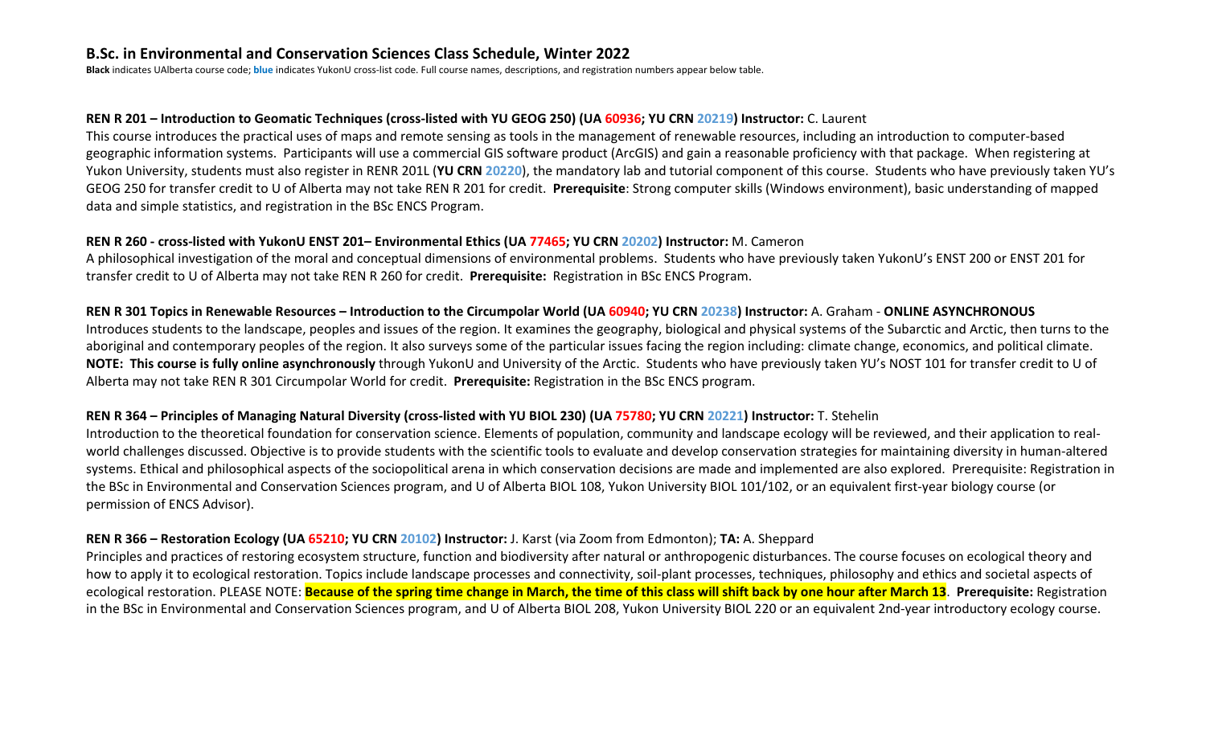## B.Sc. in Environmental and Conservation Sciences Class Schedule, Winter 2022

**Black** indicates UAlberta course code; **blue** indicates YukonU cross-list code. Full course names, descriptions, and registration numbers appear below table.

**REN R 201 – Introduction to Geomatic Techniques (cross-listed with YU GEOG 250) (UA 60936; YU CRN 20219) Instructor:** C. Laurent

This course introduces the practical uses of maps and remote sensing as tools in the management of renewable resources, including an introduction to computer-based geographic information systems. Participants will use a commercial GIS software product (ArcGIS) and gain a reasonable proficiency with that package. When registering at Yukon University, students must also register in RENR 201L (**YU CRN 20220**), the mandatory lab and tutorial component of this course. Students who have previously taken YU's GEOG 250 for transfer credit to U of Alberta may not take REN R 201 for credit. **Prerequisite**: Strong computer skills (Windows environment), basic understanding of mapped data and simple statistics, and registration in the BSc ENCS Program.

**REN R 260 - cross-listed with YukonU ENST 201– Environmental Ethics (UA 77465; YU CRN 20202) Instructor:** M. Cameron

A philosophical investigation of the moral and conceptual dimensions of environmental problems. Students who have previously taken YukonU's ENST 200 or ENST 201 for transfer credit to U of Alberta may not take REN R 260 for credit. **Prerequisite:** Registration in BSc ENCS Program.

**REN R 301 Topics in Renewable Resources – Introduction to the Circumpolar World (UA 60940; YU CRN 20238) Instructor:** A. Graham - **ONLINE ASYNCHRONOUS**

Introduces students to the landscape, peoples and issues of the region. It examines the geography, biological and physical systems of the Subarctic and Arctic, then turns to the aboriginal and contemporary peoples of the region. It also surveys some of the particular issues facing the region including: climate change, economics, and political climate. **NOTE: This course is fully online asynchronously** through YukonU and University of the Arctic. Students who have previously taken YU's NOST 101 for transfer credit to U of Alberta may not take REN R 301 Circumpolar World for credit. **Prerequisite:** Registration in the BSc ENCS program.

**REN R 364 – Principles of Managing Natural Diversity (cross-listed with YU BIOL 230) (UA 75780; YU CRN 20221) Instructor:** T. Stehelin

Introduction to the theoretical foundation for conservation science. Elements of population, community and landscape ecology will be reviewed, and their application to real-world challenges discussed. Objective is to provide students with the scientific tools to evaluate and develop conservation strategies for maintaining diversity in human-altered systems. Ethical and philosophical aspects of the sociopolitical arena in which conservation decisions are made and implemented are also explored. Prerequisite: Registration in the BSc in Environmental and Conservation Sciences program, and U of Alberta BIOL 108, Yukon University BIOL 101/102, or an equivalent first-year biology course (or permission of ENCS Advisor).

**REN R 366 – Restoration Ecology (UA 65210; YU CRN 20102) Instructor:** J. Karst (via Zoom from Edmonton); **TA:** A. Sheppard

Principles and practices of restoring ecosystem structure, function and biodiversity after natural or anthropogenic disturbances. The course focuses on ecological theory and how to apply it to ecological restoration. Topics include landscape processes and connectivity, soil-plant processes, techniques, philosophy and ethics and societal aspects of ecological restoration. PLEASE NOTE: **Because of the spring time change in March, the time of this class will shift back by one hour after March 13**. **Prerequisite:** Registration in the BSc in Environmental and Conservation Sciences program, and U of Alberta BIOL 208, Yukon University BIOL 220 or an equivalent 2nd-year introductory ecology course.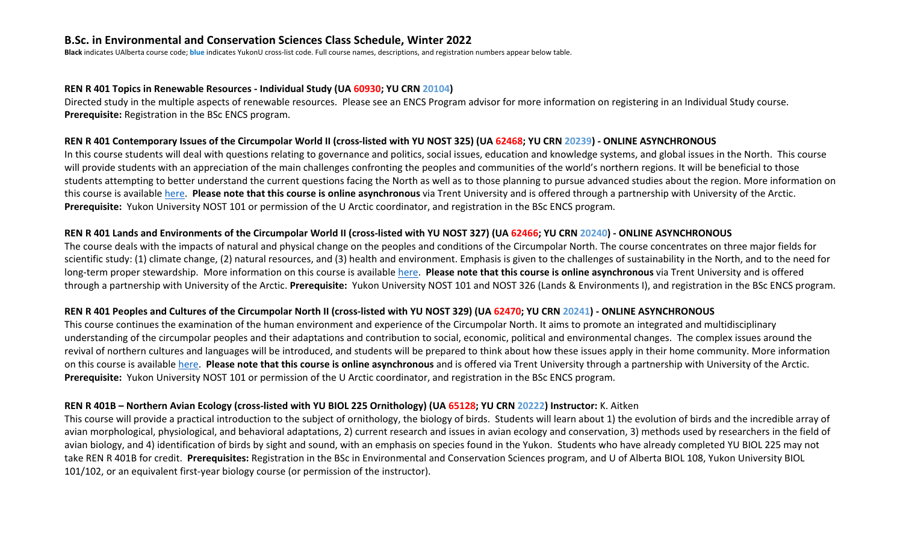## B.Sc. in Environmental and Conservation Sciences Class Schedule, Winter 2022

**Black** indicates UAlberta course code; **blue** indicates YukonU cross-list code. Full course names, descriptions, and registration numbers appear below table.

**REN R 401 Topics in Renewable Resources - Individual Study (UA 60930; YU CRN 20104)**

Directed study in the multiple aspects of renewable resources. Please see an ENCS Program advisor for more information on registering in an Individual Study course.
**Prerequisite:** Registration in the BSc ENCS program.

**REN R 401 Contemporary Issues of the Circumpolar World II (cross-listed with YU NOST 325) (UA 62468; YU CRN 20239) - ONLINE ASYNCHRONOUS**

In this course students will deal with questions relating to governance and politics, social issues, education and knowledge systems, and global issues in the North. This course will provide students with an appreciation of the main challenges confronting the peoples and communities of the world's northern regions. It will be beneficial to those students attempting to better understand the current questions facing the North as well as to those planning to pursue advanced studies about the region. More information on this course is available here. **Please note that this course is online asynchronous** via Trent University and is offered through a partnership with University of the Arctic.
**Prerequisite:** Yukon University NOST 101 or permission of the U Arctic coordinator, and registration in the BSc ENCS program.

**REN R 401 Lands and Environments of the Circumpolar World II (cross-listed with YU NOST 327) (UA 62466; YU CRN 20240) - ONLINE ASYNCHRONOUS**

The course deals with the impacts of natural and physical change on the peoples and conditions of the Circumpolar North. The course concentrates on three major fields for scientific study: (1) climate change, (2) natural resources, and (3) health and environment. Emphasis is given to the challenges of sustainability in the North, and to the need for long-term proper stewardship. More information on this course is available here. **Please note that this course is online asynchronous** via Trent University and is offered through a partnership with University of the Arctic. **Prerequisite:** Yukon University NOST 101 and NOST 326 (Lands & Environments I), and registration in the BSc ENCS program.

**REN R 401 Peoples and Cultures of the Circumpolar North II (cross-listed with YU NOST 329) (UA 62470; YU CRN 20241) - ONLINE ASYNCHRONOUS**

This course continues the examination of the human environment and experience of the Circumpolar North. It aims to promote an integrated and multidisciplinary understanding of the circumpolar peoples and their adaptations and contribution to social, economic, political and environmental changes. The complex issues around the revival of northern cultures and languages will be introduced, and students will be prepared to think about how these issues apply in their home community. More information on this course is available here. **Please note that this course is online asynchronous** and is offered via Trent University through a partnership with University of the Arctic.
**Prerequisite:** Yukon University NOST 101 or permission of the U Arctic coordinator, and registration in the BSc ENCS program.

**REN R 401B – Northern Avian Ecology (cross-listed with YU BIOL 225 Ornithology) (UA 65128; YU CRN 20222) Instructor:** K. Aitken

This course will provide a practical introduction to the subject of ornithology, the biology of birds. Students will learn about 1) the evolution of birds and the incredible array of avian morphological, physiological, and behavioral adaptations, 2) current research and issues in avian ecology and conservation, 3) methods used by researchers in the field of avian biology, and 4) identification of birds by sight and sound, with an emphasis on species found in the Yukon. Students who have already completed YU BIOL 225 may not take REN R 401B for credit. **Prerequisites:** Registration in the BSc in Environmental and Conservation Sciences program, and U of Alberta BIOL 108, Yukon University BIOL 101/102, or an equivalent first-year biology course (or permission of the instructor).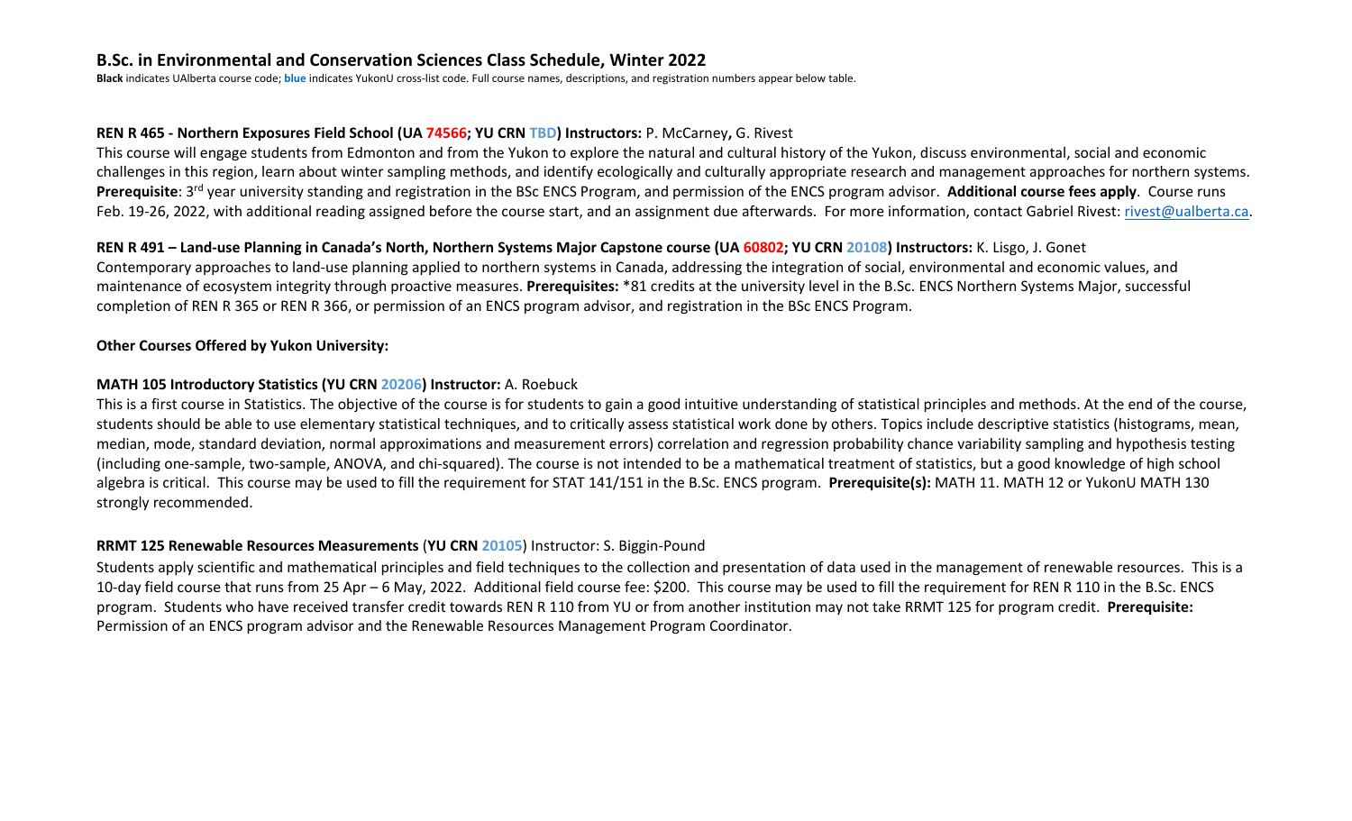## B.Sc. in Environmental and Conservation Sciences Class Schedule, Winter 2022

**Black** indicates UAlberta course code; **blue** indicates YukonU cross-list code. Full course names, descriptions, and registration numbers appear below table.

**REN R 465 - Northern Exposures Field School (UA 74566; YU CRN TBD) Instructors:** P. McCarney**,** G. Rivest

This course will engage students from Edmonton and from the Yukon to explore the natural and cultural history of the Yukon, discuss environmental, social and economic challenges in this region, learn about winter sampling methods, and identify ecologically and culturally appropriate research and management approaches for northern systems. **Prerequisite**: 3rd year university standing and registration in the BSc ENCS Program, and permission of the ENCS program advisor. **Additional course fees apply**. Course runs Feb. 19-26, 2022, with additional reading assigned before the course start, and an assignment due afterwards. For more information, contact Gabriel Rivest: rivest@ualberta.ca.

**REN R 491 – Land-use Planning in Canada's North, Northern Systems Major Capstone course (UA 60802; YU CRN 20108) Instructors:** K. Lisgo, J. Gonet

Contemporary approaches to land-use planning applied to northern systems in Canada, addressing the integration of social, environmental and economic values, and maintenance of ecosystem integrity through proactive measures. **Prerequisites:** *81 credits at the university level in the B.Sc. ENCS Northern Systems Major, successful completion of REN R 365 or REN R 366, or permission of an ENCS program advisor, and registration in the BSc ENCS Program.

**Other Courses Offered by Yukon University:**

**MATH 105 Introductory Statistics (YU CRN 20206) Instructor:** A. Roebuck

This is a first course in Statistics. The objective of the course is for students to gain a good intuitive understanding of statistical principles and methods. At the end of the course, students should be able to use elementary statistical techniques, and to critically assess statistical work done by others. Topics include descriptive statistics (histograms, mean, median, mode, standard deviation, normal approximations and measurement errors) correlation and regression probability chance variability sampling and hypothesis testing (including one-sample, two-sample, ANOVA, and chi-squared). The course is not intended to be a mathematical treatment of statistics, but a good knowledge of high school algebra is critical. This course may be used to fill the requirement for STAT 141/151 in the B.Sc. ENCS program. **Prerequisite(s):** MATH 11. MATH 12 or YukonU MATH 130 strongly recommended.

**RRMT 125 Renewable Resources Measurements** (**YU CRN 20105**) Instructor: S. Biggin-Pound

Students apply scientific and mathematical principles and field techniques to the collection and presentation of data used in the management of renewable resources. This is a 10-day field course that runs from 25 Apr – 6 May, 2022. Additional field course fee: $200. This course may be used to fill the requirement for REN R 110 in the B.Sc. ENCS program. Students who have received transfer credit towards REN R 110 from YU or from another institution may not take RRMT 125 for program credit. **Prerequisite:** Permission of an ENCS program advisor and the Renewable Resources Management Program Coordinator.